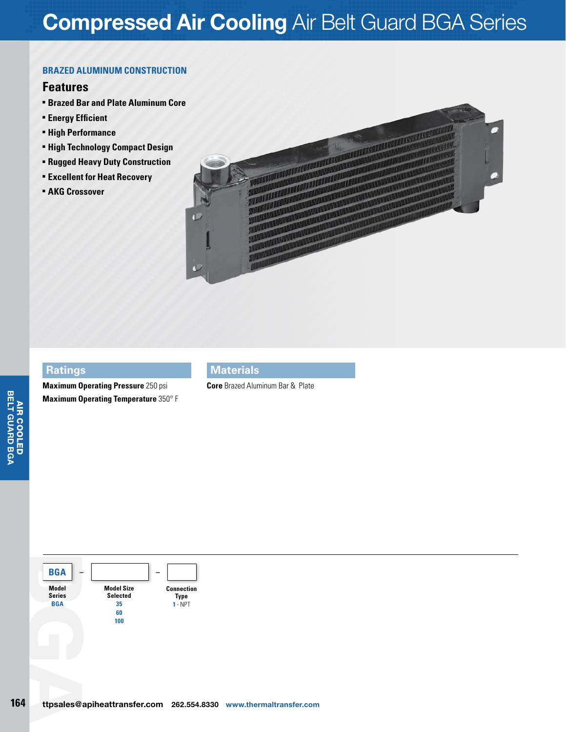# Compressed Air Cooling Air Belt Guard BGA Series

## BRAZED ALUMINUM CONSTRUCTION

### Features

- Brazed Bar and Plate Aluminum Core
- Energy Efficient
- High Performance
- High Technology Compact Design
- Rugged Heavy Duty Construction
- Excellent for Heat Recovery
- AKG Crossover

## Ratings

**Maximum Operating Pressure** 250 psi

**Maximum Operating Temperature** 350° F

## Materials

**Core** Brazed Aluminum Bar & Plate

| BGA | – | | – | |
|---|---|---|---|---|
| **Model Series** | | **Model Size Selected** | | **Connection Type** |
| BGA | | 35 | | 1 - NPT |
| | | 60 | | |
| | | 100 | | |

ttpsales@apiheattransfer.com 262.554.8330 www.thermaltransfer.com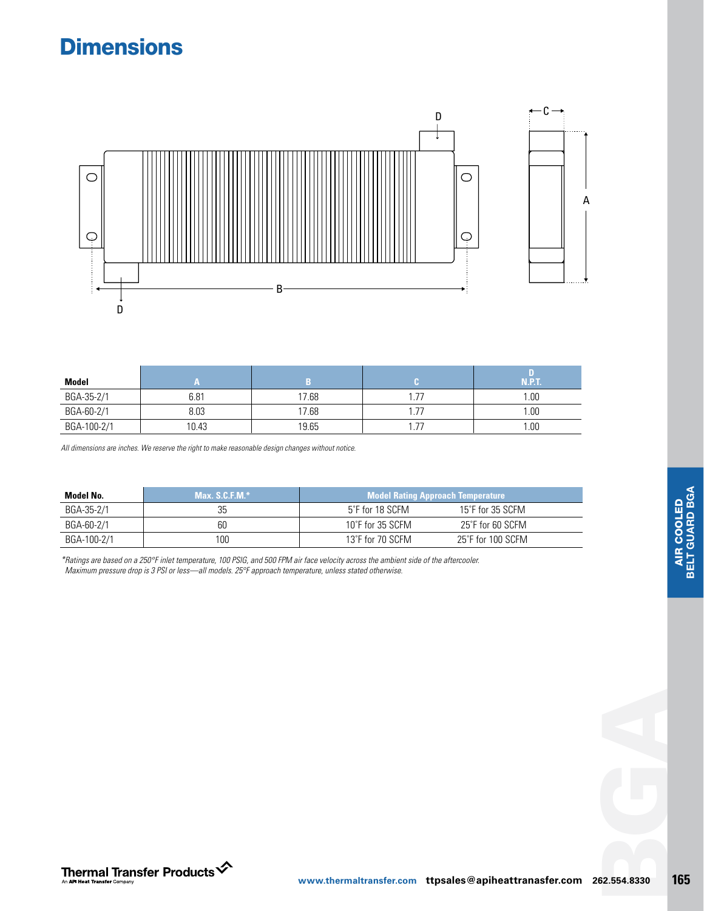# Dimensions

| Model | A | B | C | D N.P.T. |
|---|---|---|---|---|
| BGA-35-2/1 | 6.81 | 17.68 | 1.77 | 1.00 |
| BGA-60-2/1 | 8.03 | 17.68 | 1.77 | 1.00 |
| BGA-100-2/1 | 10.43 | 19.65 | 1.77 | 1.00 |

*All dimensions are inches. We reserve the right to make reasonable design changes without notice.*

| Model No. | Max. S.C.F.M.* | Model Rating Approach Temperature | |
|---|---|---|---|
| BGA-35-2/1 | 35 | 5˚F for 18 SCFM | 15˚F for 35 SCFM |
| BGA-60-2/1 | 60 | 10˚F for 35 SCFM | 25˚F for 60 SCFM |
| BGA-100-2/1 | 100 | 13˚F for 70 SCFM | 25˚F for 100 SCFM |

*\*Ratings are based on a 250°F inlet temperature, 100 PSIG, and 500 FPM air face velocity across the ambient side of the aftercooler. Maximum pressure drop is 3 PSI or less—all models. 25°F approach temperature, unless stated otherwise.*